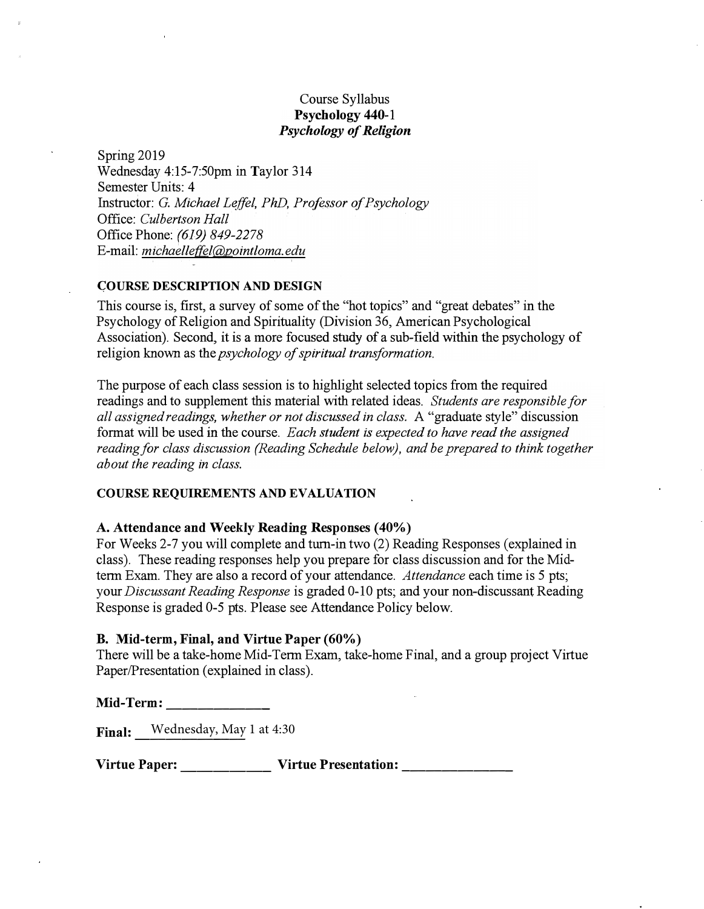Course Syllabus
**Psychology 440-1**
***Psychology of Religion***

Spring 2019
Wednesday 4:15-7:50pm in Taylor 314
Semester Units: 4
Instructor: *G. Michael Leffel, PhD, Professor of Psychology*
Office: *Culbertson Hall*
Office Phone: *(619) 849-2278*
E-mail: *michaelleffel@pointloma.edu*

## COURSE DESCRIPTION AND DESIGN

This course is, first, a survey of some of the "hot topics" and "great debates" in the Psychology of Religion and Spirituality (Division 36, American Psychological Association). Second, it is a more focused study of a sub-field within the psychology of religion known as the *psychology of spiritual transformation.*

The purpose of each class session is to highlight selected topics from the required readings and to supplement this material with related ideas. *Students are responsible for all assigned readings, whether or not discussed in class.* A "graduate style" discussion format will be used in the course. *Each student is expected to have read the assigned reading for class discussion (Reading Schedule below), and be prepared to think together about the reading in class.*

## COURSE REQUIREMENTS AND EVALUATION

### A. Attendance and Weekly Reading Responses (40%)

For Weeks 2-7 you will complete and turn-in two (2) Reading Responses (explained in class). These reading responses help you prepare for class discussion and for the Mid-term Exam. They are also a record of your attendance. *Attendance* each time is 5 pts; your *Discussant Reading Response* is graded 0-10 pts; and your non-discussant Reading Response is graded 0-5 pts. Please see Attendance Policy below.

### B. Mid-term, Final, and Virtue Paper (60%)

There will be a take-home Mid-Term Exam, take-home Final, and a group project Virtue Paper/Presentation (explained in class).

**Mid-Term:** ______________

**Final:** Wednesday, May 1 at 4:30

**Virtue Paper:** ____________ **Virtue Presentation:** _______________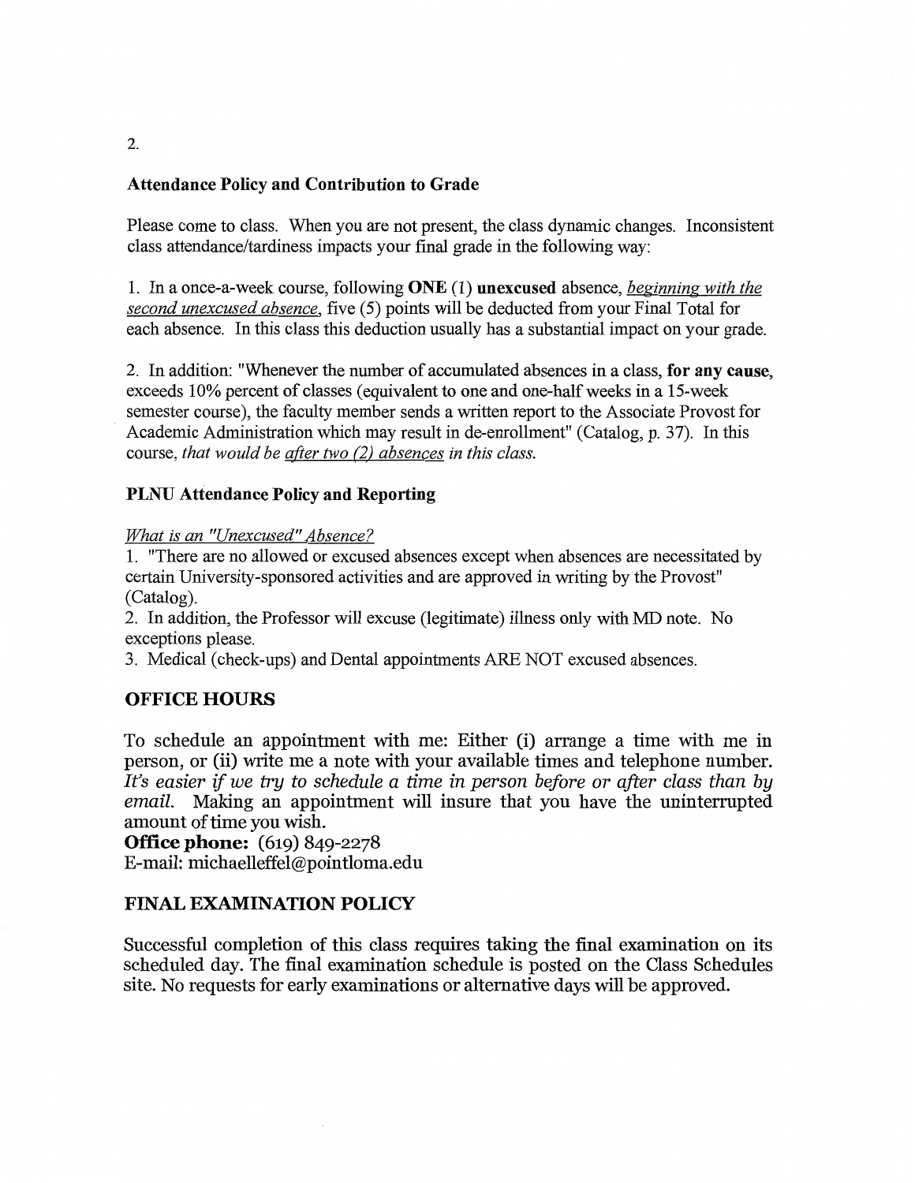## Attendance Policy and Contribution to Grade

Please come to class. When you are not present, the class dynamic changes. Inconsistent class attendance/tardiness impacts your final grade in the following way:

1. In a once-a-week course, following **ONE** (1) **unexcused** absence, *beginning with the second unexcused absence*, five (5) points will be deducted from your Final Total for each absence. In this class this deduction usually has a substantial impact on your grade.

2. In addition: "Whenever the number of accumulated absences in a class, **for any cause**, exceeds 10% percent of classes (equivalent to one and one-half weeks in a 15-week semester course), the faculty member sends a written report to the Associate Provost for Academic Administration which may result in de-enrollment" (Catalog, p. 37). In this course, *that would be after two (2) absences in this class.*

## PLNU Attendance Policy and Reporting

*What is an "Unexcused" Absence?*

1. "There are no allowed or excused absences except when absences are necessitated by certain University-sponsored activities and are approved in writing by the Provost" (Catalog).
2. In addition, the Professor will excuse (legitimate) illness only with MD note. No exceptions please.
3. Medical (check-ups) and Dental appointments ARE NOT excused absences.

## OFFICE HOURS

To schedule an appointment with me: Either (i) arrange a time with me in person, or (ii) write me a note with your available times and telephone number. *It's easier if we try to schedule a time in person before or after class than by email.* Making an appointment will insure that you have the uninterrupted amount of time you wish.

**Office phone:** (619) 849-2278
E-mail: michaelleffel@pointloma.edu

## FINAL EXAMINATION POLICY

Successful completion of this class requires taking the final examination on its scheduled day. The final examination schedule is posted on the Class Schedules site. No requests for early examinations or alternative days will be approved.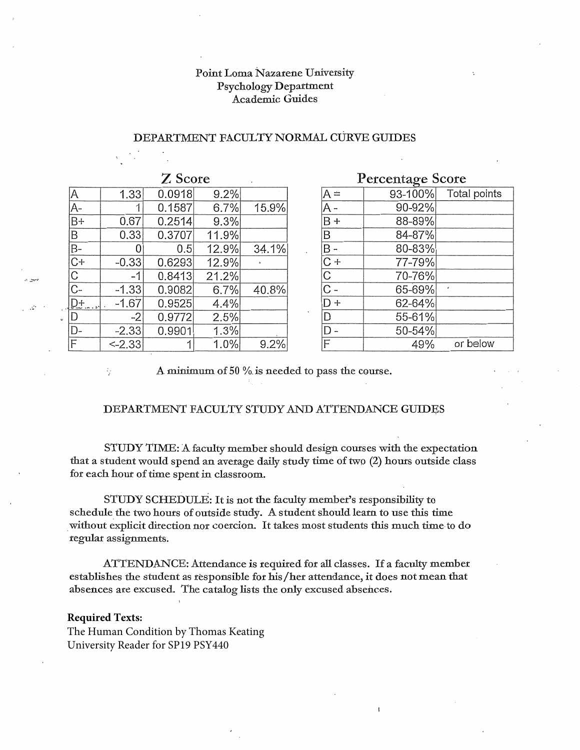Point Loma Nazarene University
Psychology Department
Academic Guides

## DEPARTMENT FACULTY NORMAL CURVE GUIDES

**Z Score**

| | | | | |
|---|---|---|---|---|
| A | 1.33 | 0.0918 | 9.2% | |
| A- | 1 | 0.1587 | 6.7% | 15.9% |
| B+ | 0.67 | 0.2514 | 9.3% | |
| B | 0.33 | 0.3707 | 11.9% | |
| B- | 0 | 0.5 | 12.9% | 34.1% |
| C+ | -0.33 | 0.6293 | 12.9% | |
| C | -1 | 0.8413 | 21.2% | |
| C- | -1.33 | 0.9082 | 6.7% | 40.8% |
| D+ | -1.67 | 0.9525 | 4.4% | |
| D | -2 | 0.9772 | 2.5% | |
| D- | -2.33 | 0.9901 | 1.3% | |
| F | <-2.33 | 1 | 1.0% | 9.2% |

**Percentage Score**

| | | |
|---|---|---|
| A = | 93-100% | Total points |
| A - | 90-92% | |
| B + | 88-89% | |
| B | 84-87% | |
| B - | 80-83% | |
| C + | 77-79% | |
| C | 70-76% | |
| C - | 65-69% | |
| D + | 62-64% | |
| D | 55-61% | |
| D - | 50-54% | |
| F | 49% | or below |

A minimum of 50 % is needed to pass the course.

## DEPARTMENT FACULTY STUDY AND ATTENDANCE GUIDES

STUDY TIME: A faculty member should design courses with the expectation that a student would spend an average daily study time of two (2) hours outside class for each hour of time spent in classroom.

STUDY SCHEDULE: It is not the faculty member's responsibility to schedule the two hours of outside study. A student should learn to use this time without explicit direction nor coercion. It takes most students this much time to do regular assignments.

ATTENDANCE: Attendance is required for all classes. If a faculty member establishes the student as responsible for his/her attendance, it does not mean that absences are excused. The catalog lists the only excused absences.

**Required Texts:**
The Human Condition by Thomas Keating
University Reader for SP19 PSY440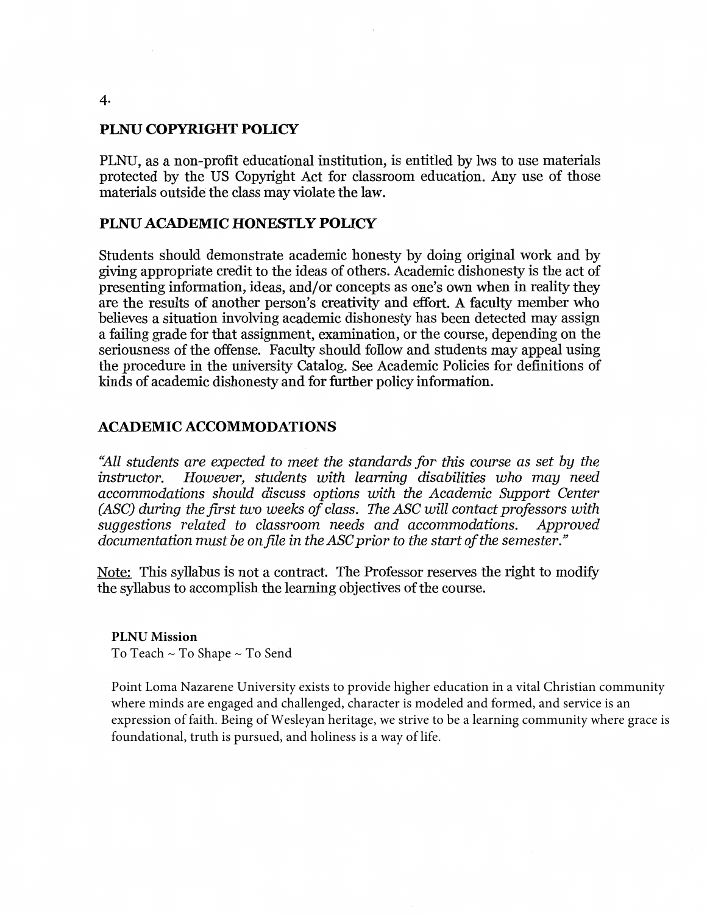4.

## PLNU COPYRIGHT POLICY

PLNU, as a non-profit educational institution, is entitled by lws to use materials protected by the US Copyright Act for classroom education. Any use of those materials outside the class may violate the law.

## PLNU ACADEMIC HONESTLY POLICY

Students should demonstrate academic honesty by doing original work and by giving appropriate credit to the ideas of others. Academic dishonesty is the act of presenting information, ideas, and/or concepts as one's own when in reality they are the results of another person's creativity and effort. A faculty member who believes a situation involving academic dishonesty has been detected may assign a failing grade for that assignment, examination, or the course, depending on the seriousness of the offense. Faculty should follow and students may appeal using the procedure in the university Catalog. See Academic Policies for definitions of kinds of academic dishonesty and for further policy information.

## ACADEMIC ACCOMMODATIONS

*"All students are expected to meet the standards for this course as set by the instructor. However, students with learning disabilities who may need accommodations should discuss options with the Academic Support Center (ASC) during the first two weeks of class. The ASC will contact professors with suggestions related to classroom needs and accommodations. Approved documentation must be on file in the ASC prior to the start of the semester."*

Note: This syllabus is not a contract. The Professor reserves the right to modify the syllabus to accomplish the learning objectives of the course.

**PLNU Mission**

To Teach ~ To Shape ~ To Send

Point Loma Nazarene University exists to provide higher education in a vital Christian community where minds are engaged and challenged, character is modeled and formed, and service is an expression of faith. Being of Wesleyan heritage, we strive to be a learning community where grace is foundational, truth is pursued, and holiness is a way of life.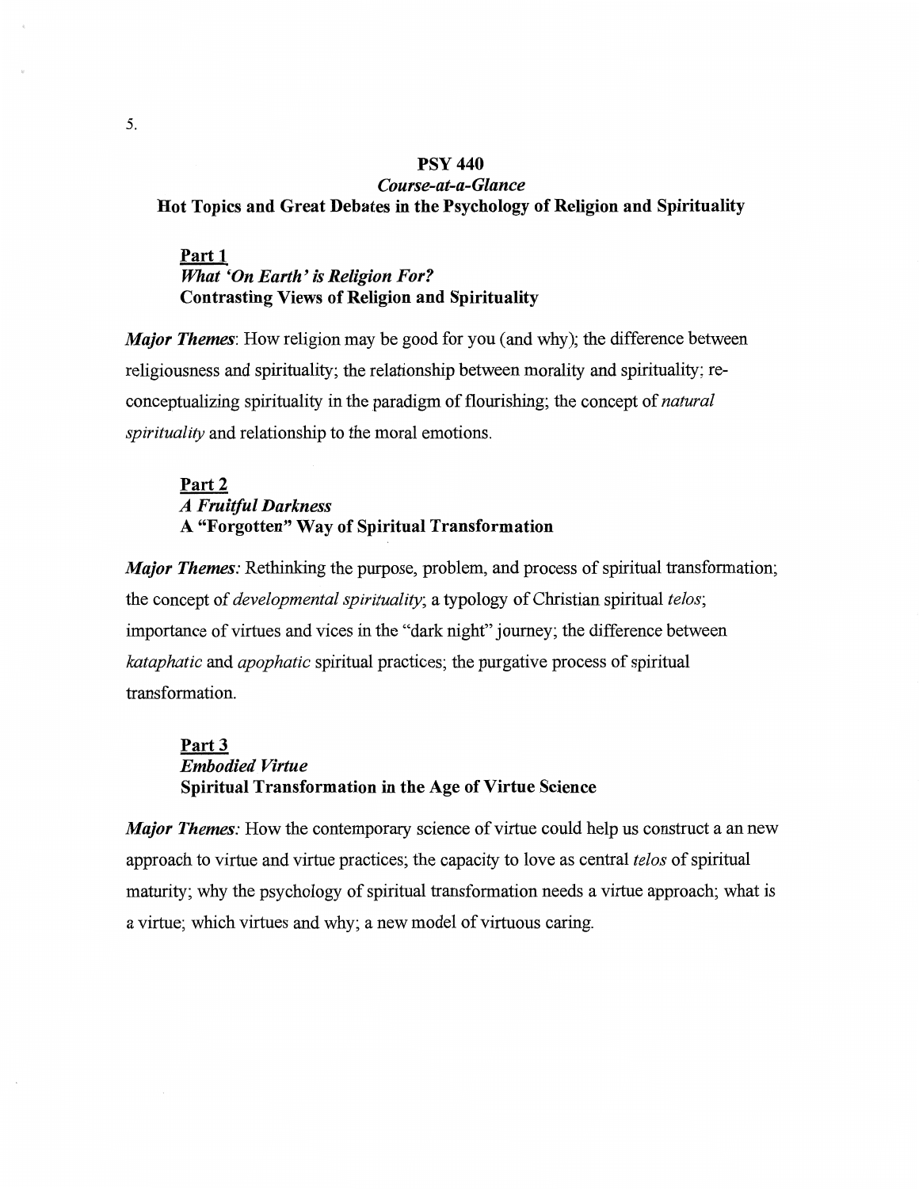# PSY 440

## *Course-at-a-Glance*

## Hot Topics and Great Debates in the Psychology of Religion and Spirituality

### Part 1
### *What 'On Earth' is Religion For?*
### Contrasting Views of Religion and Spirituality

***Major Themes***: How religion may be good for you (and why); the difference between religiousness and spirituality; the relationship between morality and spirituality; re-conceptualizing spirituality in the paradigm of flourishing; the concept of *natural spirituality* and relationship to the moral emotions.

### Part 2
### *A Fruitful Darkness*
### A "Forgotten" Way of Spiritual Transformation

***Major Themes:*** Rethinking the purpose, problem, and process of spiritual transformation; the concept of *developmental spirituality*; a typology of Christian spiritual *telos*; importance of virtues and vices in the "dark night" journey; the difference between *kataphatic* and *apophatic* spiritual practices; the purgative process of spiritual transformation.

### Part 3
### *Embodied Virtue*
### Spiritual Transformation in the Age of Virtue Science

***Major Themes:*** How the contemporary science of virtue could help us construct a an new approach to virtue and virtue practices; the capacity to love as central *telos* of spiritual maturity; why the psychology of spiritual transformation needs a virtue approach; what is a virtue; which virtues and why; a new model of virtuous caring.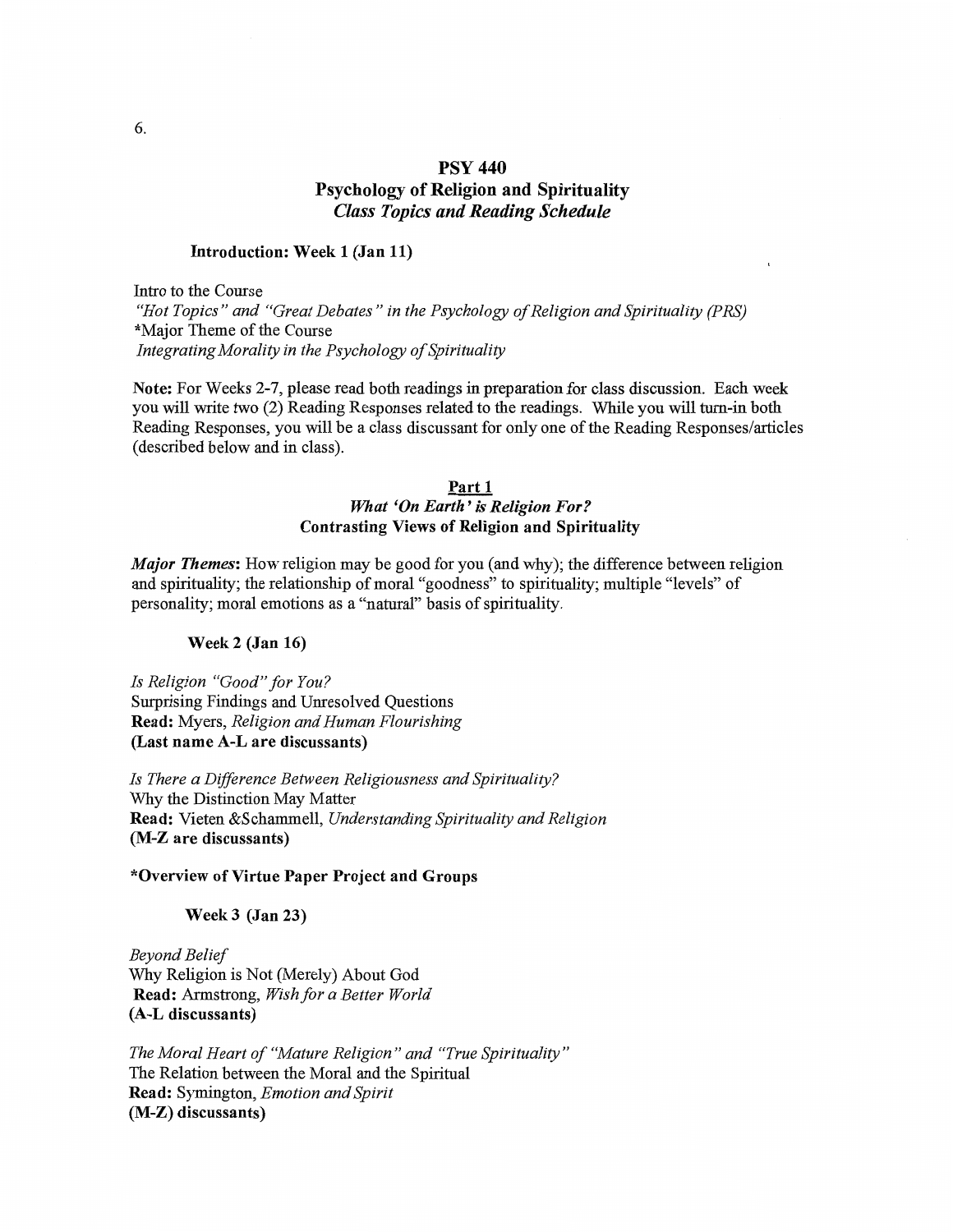# PSY 440

## Psychology of Religion and Spirituality

### *Class Topics and Reading Schedule*

**Introduction: Week 1 (Jan 11)**

Intro to the Course
*"Hot Topics" and "Great Debates" in the Psychology of Religion and Spirituality (PRS)*
*Major Theme of the Course
*Integrating Morality in the Psychology of Spirituality*

**Note:** For Weeks 2-7, please read both readings in preparation for class discussion. Each week you will write two (2) Reading Responses related to the readings. While you will turn-in both Reading Responses, you will be a class discussant for only one of the Reading Responses/articles (described below and in class).

## Part 1

### *What 'On Earth' is Religion For?*

### Contrasting Views of Religion and Spirituality

***Major Themes*:** How religion may be good for you (and why); the difference between religion and spirituality; the relationship of moral "goodness" to spirituality; multiple "levels" of personality; moral emotions as a "natural" basis of spirituality.

**Week 2 (Jan 16)**

*Is Religion "Good" for You?*
Surprising Findings and Unresolved Questions
**Read:** Myers, *Religion and Human Flourishing*
**(Last name A-L are discussants)**

*Is There a Difference Between Religiousness and Spirituality?*
Why the Distinction May Matter
**Read:** Vieten &Schammell, *Understanding Spirituality and Religion*
**(M-Z are discussants)**

**\*Overview of Virtue Paper Project and Groups**

**Week 3 (Jan 23)**

*Beyond Belief*
Why Religion is Not (Merely) About God
**Read:** Armstrong, *Wish for a Better World*
**(A-L discussants)**

*The Moral Heart of "Mature Religion" and "True Spirituality"*
The Relation between the Moral and the Spiritual
**Read:** Symington, *Emotion and Spirit*
**(M-Z) discussants)**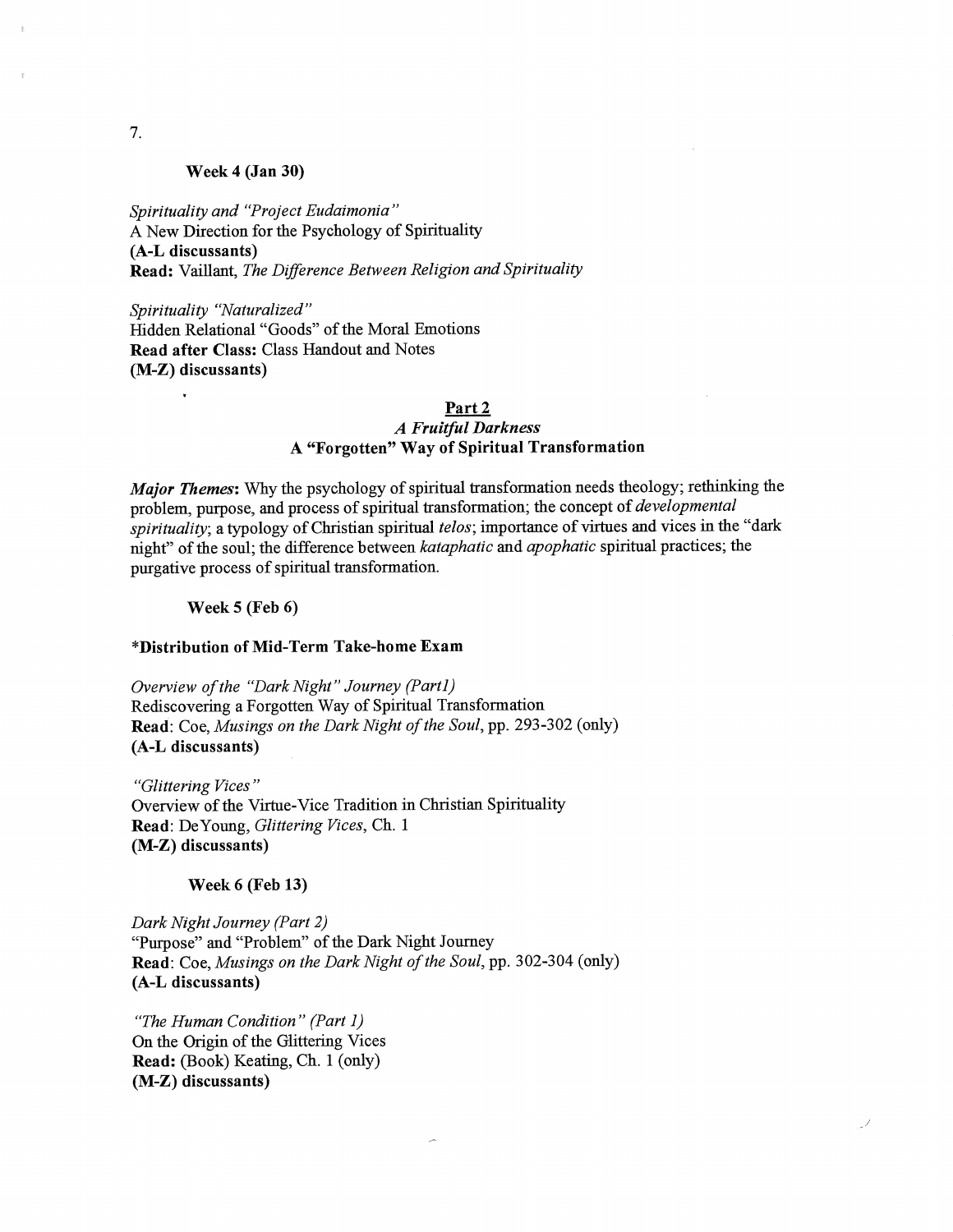**Week 4 (Jan 30)**

*Spirituality and "Project Eudaimonia"*
A New Direction for the Psychology of Spirituality
**(A-L discussants)**
**Read:** Vaillant, *The Difference Between Religion and Spirituality*

*Spirituality "Naturalized"*
Hidden Relational "Goods" of the Moral Emotions
**Read after Class:** Class Handout and Notes
**(M-Z) discussants)**

## Part 2

### *A Fruitful Darkness*

### A "Forgotten" Way of Spiritual Transformation

***Major Themes*:** Why the psychology of spiritual transformation needs theology; rethinking the problem, purpose, and process of spiritual transformation; the concept of *developmental spirituality*; a typology of Christian spiritual *telos*; importance of virtues and vices in the "dark night" of the soul; the difference between *kataphatic* and *apophatic* spiritual practices; the purgative process of spiritual transformation.

**Week 5 (Feb 6)**

**\*Distribution of Mid-Term Take-home Exam**

*Overview of the "Dark Night" Journey (Part1)*
Rediscovering a Forgotten Way of Spiritual Transformation
**Read**: Coe, *Musings on the Dark Night of the Soul*, pp. 293-302 (only)
**(A-L discussants)**

*"Glittering Vices"*
Overview of the Virtue-Vice Tradition in Christian Spirituality
**Read**: DeYoung, *Glittering Vices*, Ch. 1
**(M-Z) discussants)**

**Week 6 (Feb 13)**

*Dark Night Journey (Part 2)*
"Purpose" and "Problem" of the Dark Night Journey
**Read**: Coe, *Musings on the Dark Night of the Soul*, pp. 302-304 (only)
**(A-L discussants)**

*"The Human Condition" (Part 1)*
On the Origin of the Glittering Vices
**Read:** (Book) Keating, Ch. 1 (only)
**(M-Z) discussants)**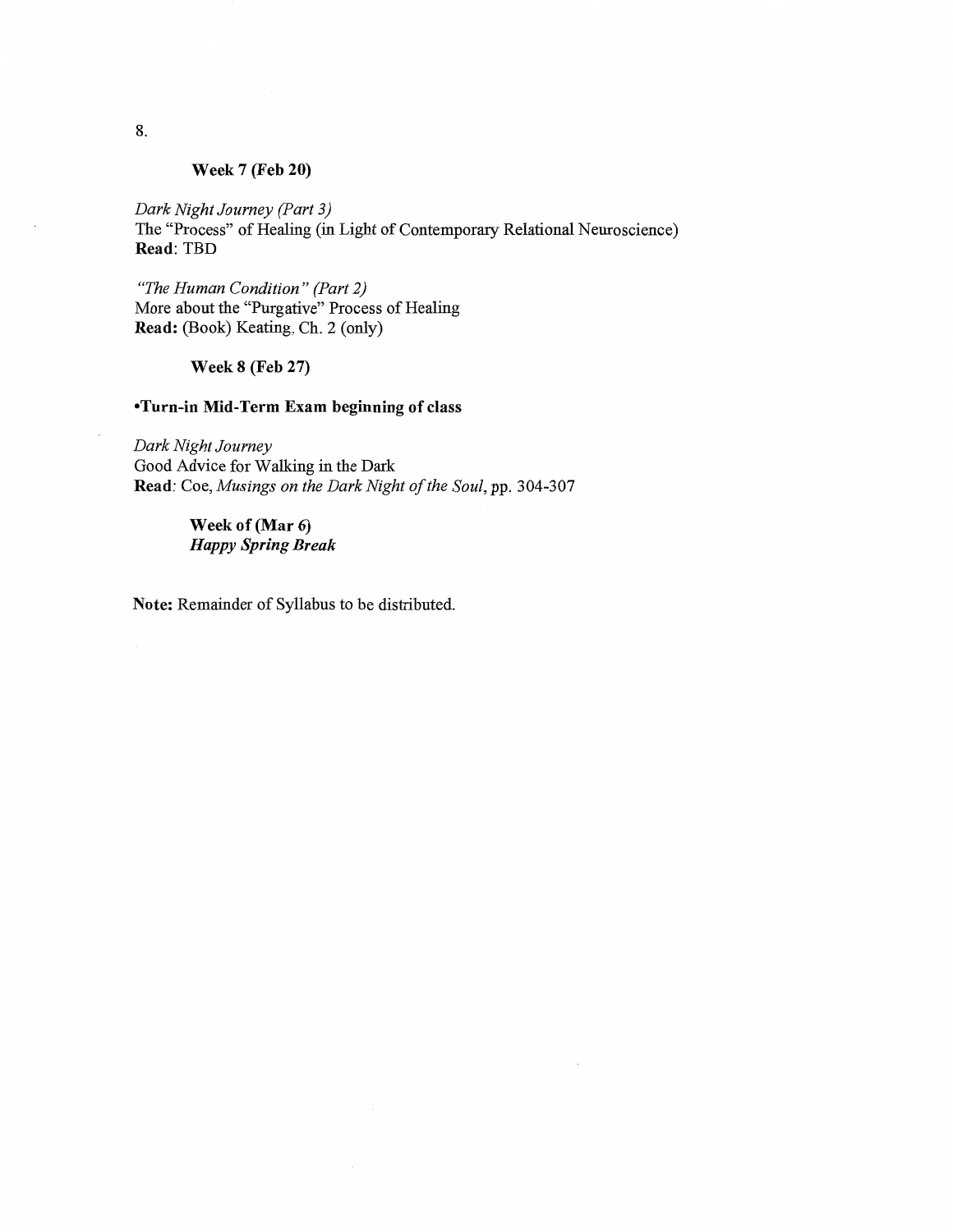**Week 7 (Feb 20)**

*Dark Night Journey (Part 3)*
The "Process" of Healing (in Light of Contemporary Relational Neuroscience)
**Read**: TBD

*"The Human Condition" (Part 2)*
More about the "Purgative" Process of Healing
**Read:** (Book) Keating, Ch. 2 (only)

**Week 8 (Feb 27)**

**•Turn-in Mid-Term Exam beginning of class**

*Dark Night Journey*
Good Advice for Walking in the Dark
**Read**: Coe, *Musings on the Dark Night of the Soul*, pp. 304-307

**Week of (Mar 6)**
***Happy Spring Break***

**Note:** Remainder of Syllabus to be distributed.